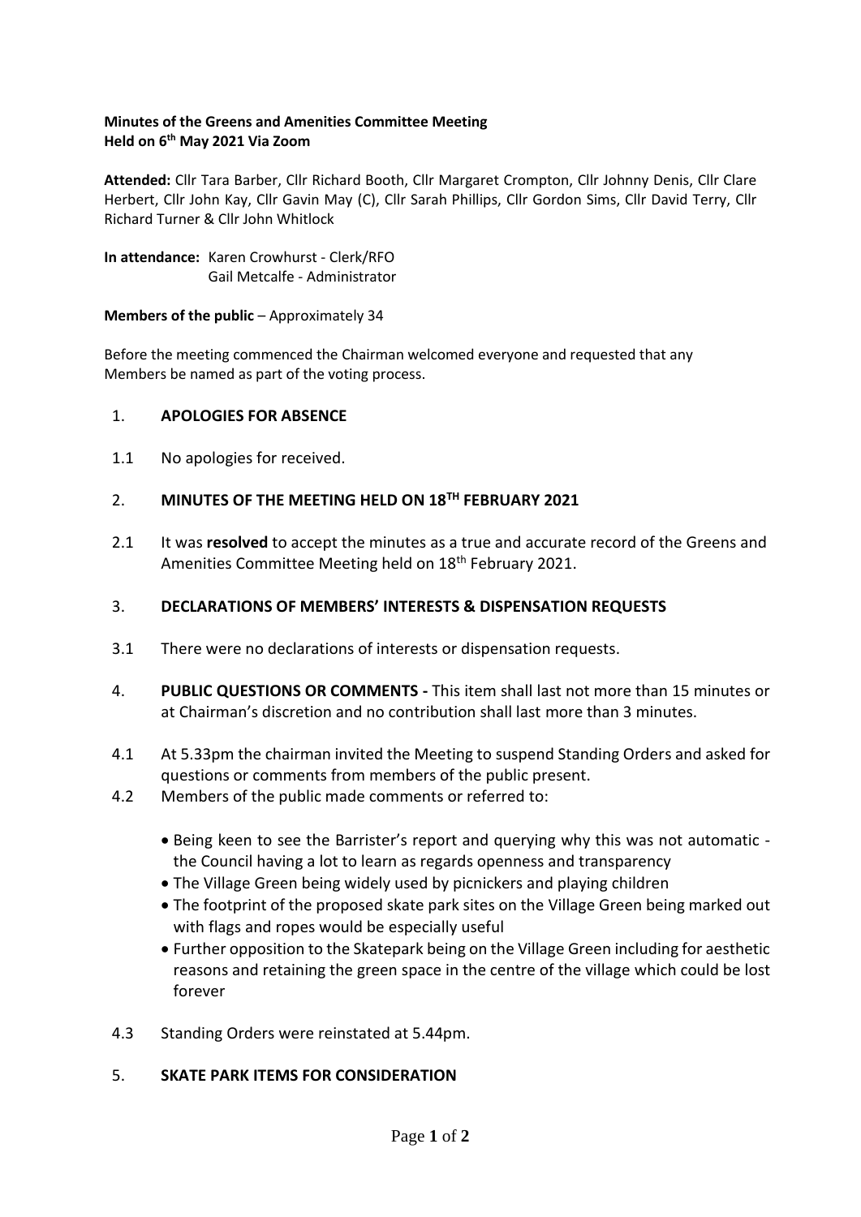**Minutes of the Greens and Amenities Committee Meeting**
**Held on 6th May 2021 Via Zoom**

**Attended:** Cllr Tara Barber, Cllr Richard Booth, Cllr Margaret Crompton, Cllr Johnny Denis, Cllr Clare Herbert, Cllr John Kay, Cllr Gavin May (C), Cllr Sarah Phillips, Cllr Gordon Sims, Cllr David Terry, Cllr Richard Turner & Cllr John Whitlock

**In attendance:** Karen Crowhurst - Clerk/RFO
Gail Metcalfe - Administrator

**Members of the public** – Approximately 34

Before the meeting commenced the Chairman welcomed everyone and requested that any Members be named as part of the voting process.

1. **APOLOGIES FOR ABSENCE**

1.1 No apologies for received.

2. **MINUTES OF THE MEETING HELD ON 18TH FEBRUARY 2021**

2.1 It was **resolved** to accept the minutes as a true and accurate record of the Greens and Amenities Committee Meeting held on 18th February 2021.

3. **DECLARATIONS OF MEMBERS' INTERESTS & DISPENSATION REQUESTS**

3.1 There were no declarations of interests or dispensation requests.

4. **PUBLIC QUESTIONS OR COMMENTS -** This item shall last not more than 15 minutes or at Chairman's discretion and no contribution shall last more than 3 minutes.

4.1 At 5.33pm the chairman invited the Meeting to suspend Standing Orders and asked for questions or comments from members of the public present.

4.2 Members of the public made comments or referred to:

- Being keen to see the Barrister's report and querying why this was not automatic - the Council having a lot to learn as regards openness and transparency
- The Village Green being widely used by picnickers and playing children
- The footprint of the proposed skate park sites on the Village Green being marked out with flags and ropes would be especially useful
- Further opposition to the Skatepark being on the Village Green including for aesthetic reasons and retaining the green space in the centre of the village which could be lost forever

4.3 Standing Orders were reinstated at 5.44pm.

5. **SKATE PARK ITEMS FOR CONSIDERATION**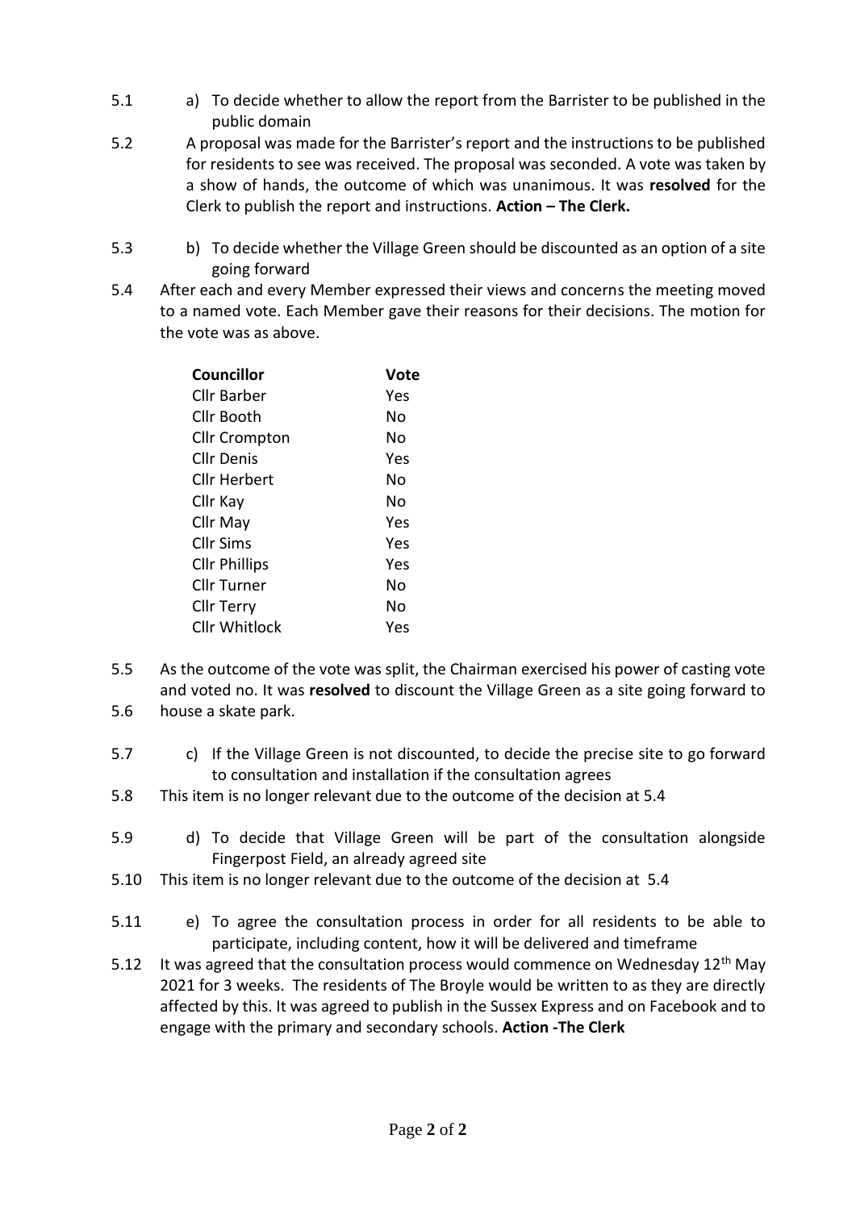5.1 a) To decide whether to allow the report from the Barrister to be published in the public domain

5.2 A proposal was made for the Barrister's report and the instructions to be published for residents to see was received. The proposal was seconded. A vote was taken by a show of hands, the outcome of which was unanimous. It was **resolved** for the Clerk to publish the report and instructions. **Action – The Clerk.**

5.3 b) To decide whether the Village Green should be discounted as an option of a site going forward

5.4 After each and every Member expressed their views and concerns the meeting moved to a named vote. Each Member gave their reasons for their decisions. The motion for the vote was as above.

| Councillor | Vote |
|---|---|
| Cllr Barber | Yes |
| Cllr Booth | No |
| Cllr Crompton | No |
| Cllr Denis | Yes |
| Cllr Herbert | No |
| Cllr Kay | No |
| Cllr May | Yes |
| Cllr Sims | Yes |
| Cllr Phillips | Yes |
| Cllr Turner | No |
| Cllr Terry | No |
| Cllr Whitlock | Yes |

5.5 As the outcome of the vote was split, the Chairman exercised his power of casting vote and voted no. It was **resolved** to discount the Village Green as a site going forward to

5.6 house a skate park.

5.7 c) If the Village Green is not discounted, to decide the precise site to go forward to consultation and installation if the consultation agrees

5.8 This item is no longer relevant due to the outcome of the decision at 5.4

5.9 d) To decide that Village Green will be part of the consultation alongside Fingerpost Field, an already agreed site

5.10 This item is no longer relevant due to the outcome of the decision at 5.4

5.11 e) To agree the consultation process in order for all residents to be able to participate, including content, how it will be delivered and timeframe

5.12 It was agreed that the consultation process would commence on Wednesday 12th May 2021 for 3 weeks. The residents of The Broyle would be written to as they are directly affected by this. It was agreed to publish in the Sussex Express and on Facebook and to engage with the primary and secondary schools. **Action -The Clerk**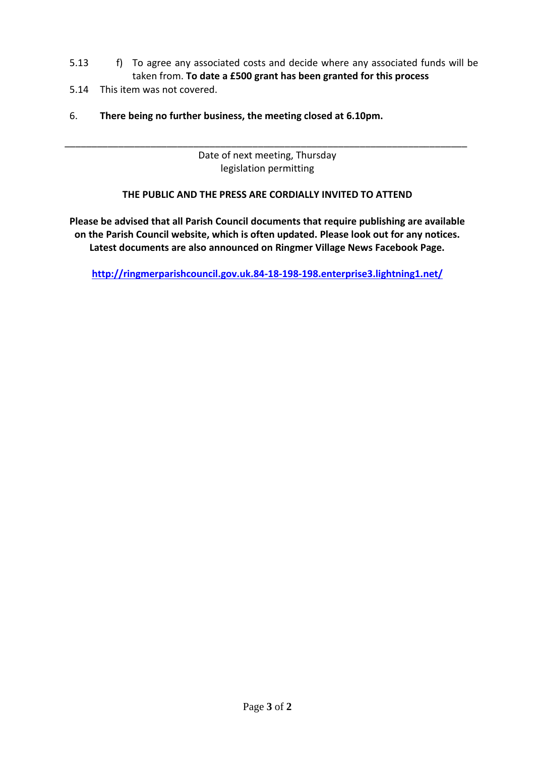5.13 f) To agree any associated costs and decide where any associated funds will be taken from. **To date a £500 grant has been granted for this process**

5.14 This item was not covered.

6. **There being no further business, the meeting closed at 6.10pm.**

---

Date of next meeting, Thursday
legislation permitting

**THE PUBLIC AND THE PRESS ARE CORDIALLY INVITED TO ATTEND**

**Please be advised that all Parish Council documents that require publishing are available on the Parish Council website, which is often updated. Please look out for any notices. Latest documents are also announced on Ringmer Village News Facebook Page.**

**http://ringmerparishcouncil.gov.uk.84-18-198-198.enterprise3.lightning1.net/**